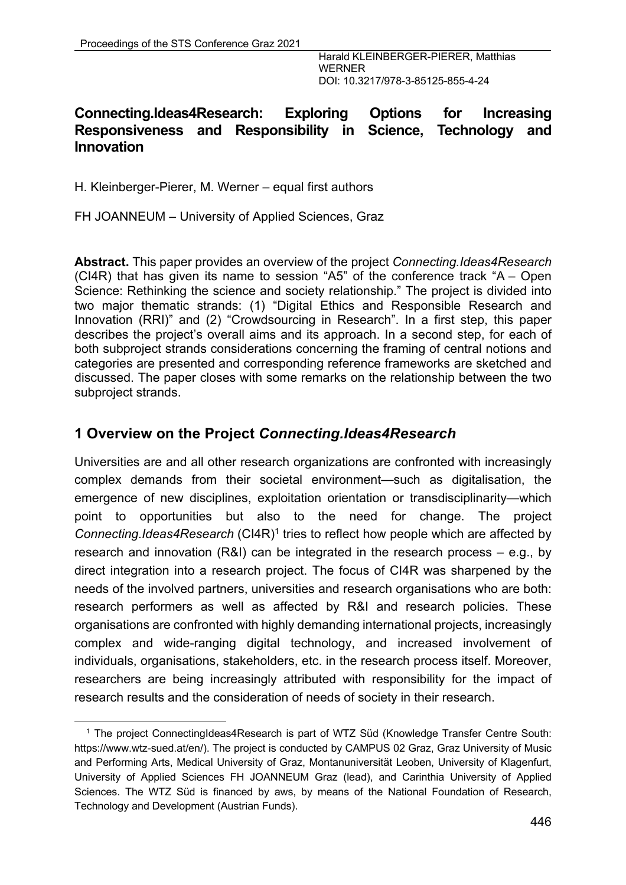Harald KLEINBERGER-PIERER, Matthias WERNER
DOI: 10.3217/978-3-85125-855-4-24

# Connecting.Ideas4Research: Exploring Options for Increasing Responsiveness and Responsibility in Science, Technology and Innovation

H. Kleinberger-Pierer, M. Werner – equal first authors

FH JOANNEUM – University of Applied Sciences, Graz

**Abstract.** This paper provides an overview of the project *Connecting.Ideas4Research* (CI4R) that has given its name to session "A5" of the conference track "A – Open Science: Rethinking the science and society relationship." The project is divided into two major thematic strands: (1) "Digital Ethics and Responsible Research and Innovation (RRI)" and (2) "Crowdsourcing in Research". In a first step, this paper describes the project's overall aims and its approach. In a second step, for each of both subproject strands considerations concerning the framing of central notions and categories are presented and corresponding reference frameworks are sketched and discussed. The paper closes with some remarks on the relationship between the two subproject strands.

## 1 Overview on the Project *Connecting.Ideas4Research*

Universities are and all other research organizations are confronted with increasingly complex demands from their societal environment—such as digitalisation, the emergence of new disciplines, exploitation orientation or transdisciplinarity—which point to opportunities but also to the need for change. The project *Connecting.Ideas4Research* (CI4R)[1] tries to reflect how people which are affected by research and innovation (R&I) can be integrated in the research process – e.g., by direct integration into a research project. The focus of CI4R was sharpened by the needs of the involved partners, universities and research organisations who are both: research performers as well as affected by R&I and research policies. These organisations are confronted with highly demanding international projects, increasingly complex and wide-ranging digital technology, and increased involvement of individuals, organisations, stakeholders, etc. in the research process itself. Moreover, researchers are being increasingly attributed with responsibility for the impact of research results and the consideration of needs of society in their research.

[1] The project ConnectingIdeas4Research is part of WTZ Süd (Knowledge Transfer Centre South: https://www.wtz-sued.at/en/). The project is conducted by CAMPUS 02 Graz, Graz University of Music and Performing Arts, Medical University of Graz, Montanuniversität Leoben, University of Klagenfurt, University of Applied Sciences FH JOANNEUM Graz (lead), and Carinthia University of Applied Sciences. The WTZ Süd is financed by aws, by means of the National Foundation of Research, Technology and Development (Austrian Funds).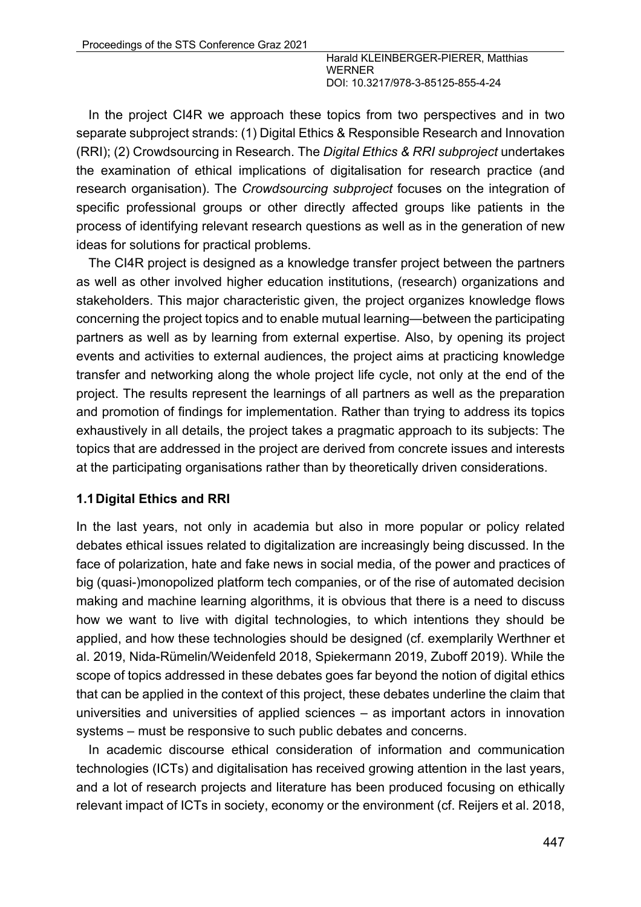In the project CI4R we approach these topics from two perspectives and in two separate subproject strands: (1) Digital Ethics & Responsible Research and Innovation (RRI); (2) Crowdsourcing in Research. The *Digital Ethics & RRI subproject* undertakes the examination of ethical implications of digitalisation for research practice (and research organisation). The *Crowdsourcing subproject* focuses on the integration of specific professional groups or other directly affected groups like patients in the process of identifying relevant research questions as well as in the generation of new ideas for solutions for practical problems.

The CI4R project is designed as a knowledge transfer project between the partners as well as other involved higher education institutions, (research) organizations and stakeholders. This major characteristic given, the project organizes knowledge flows concerning the project topics and to enable mutual learning—between the participating partners as well as by learning from external expertise. Also, by opening its project events and activities to external audiences, the project aims at practicing knowledge transfer and networking along the whole project life cycle, not only at the end of the project. The results represent the learnings of all partners as well as the preparation and promotion of findings for implementation. Rather than trying to address its topics exhaustively in all details, the project takes a pragmatic approach to its subjects: The topics that are addressed in the project are derived from concrete issues and interests at the participating organisations rather than by theoretically driven considerations.

### 1.1 Digital Ethics and RRI

In the last years, not only in academia but also in more popular or policy related debates ethical issues related to digitalization are increasingly being discussed. In the face of polarization, hate and fake news in social media, of the power and practices of big (quasi-)monopolized platform tech companies, or of the rise of automated decision making and machine learning algorithms, it is obvious that there is a need to discuss how we want to live with digital technologies, to which intentions they should be applied, and how these technologies should be designed (cf. exemplarily Werthner et al. 2019, Nida-Rümelin/Weidenfeld 2018, Spiekermann 2019, Zuboff 2019). While the scope of topics addressed in these debates goes far beyond the notion of digital ethics that can be applied in the context of this project, these debates underline the claim that universities and universities of applied sciences – as important actors in innovation systems – must be responsive to such public debates and concerns.

In academic discourse ethical consideration of information and communication technologies (ICTs) and digitalisation has received growing attention in the last years, and a lot of research projects and literature has been produced focusing on ethically relevant impact of ICTs in society, economy or the environment (cf. Reijers et al. 2018,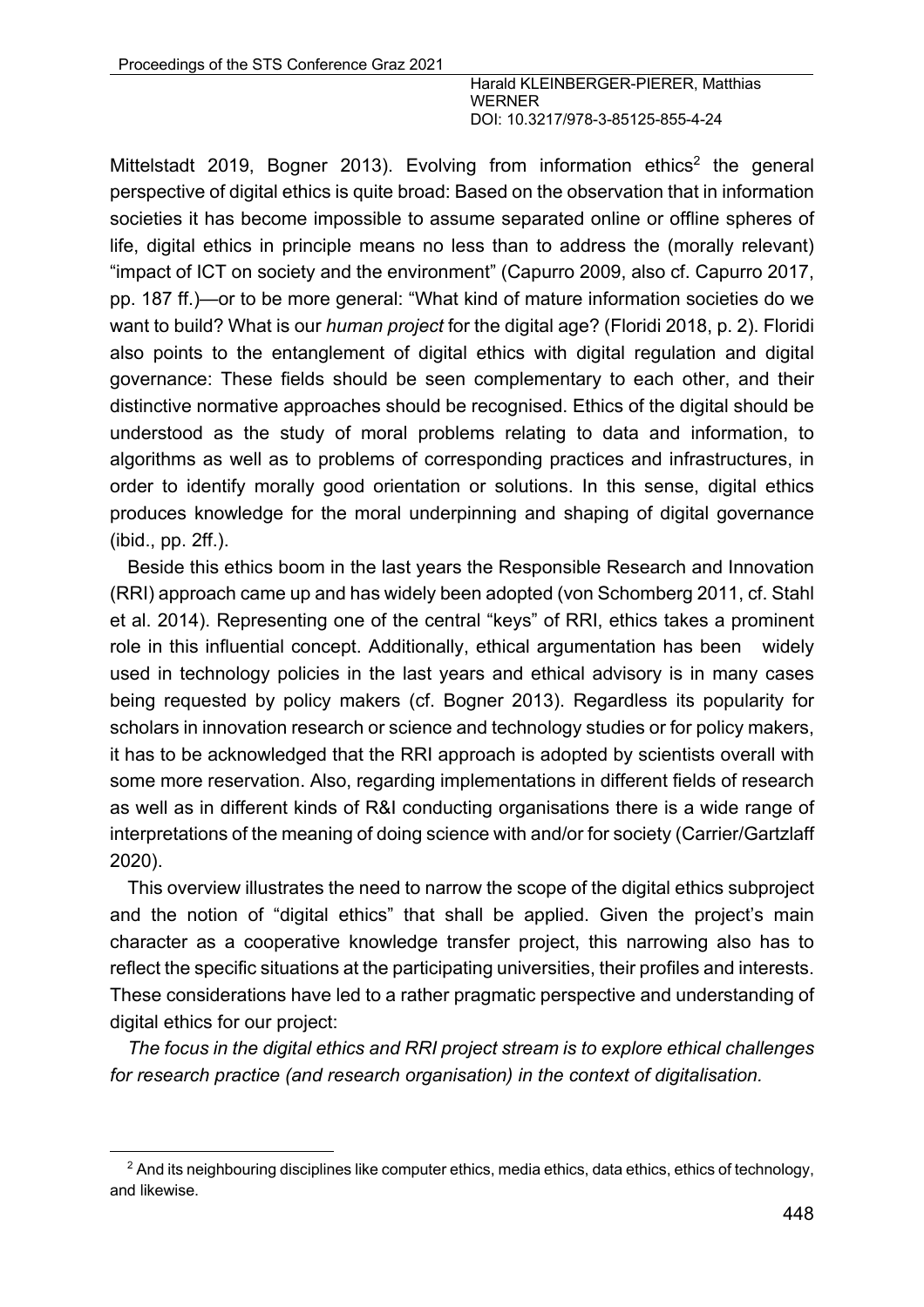Mittelstadt 2019, Bogner 2013). Evolving from information ethics[2] the general perspective of digital ethics is quite broad: Based on the observation that in information societies it has become impossible to assume separated online or offline spheres of life, digital ethics in principle means no less than to address the (morally relevant) "impact of ICT on society and the environment" (Capurro 2009, also cf. Capurro 2017, pp. 187 ff.)—or to be more general: "What kind of mature information societies do we want to build? What is our *human project* for the digital age? (Floridi 2018, p. 2). Floridi also points to the entanglement of digital ethics with digital regulation and digital governance: These fields should be seen complementary to each other, and their distinctive normative approaches should be recognised. Ethics of the digital should be understood as the study of moral problems relating to data and information, to algorithms as well as to problems of corresponding practices and infrastructures, in order to identify morally good orientation or solutions. In this sense, digital ethics produces knowledge for the moral underpinning and shaping of digital governance (ibid., pp. 2ff.).

Beside this ethics boom in the last years the Responsible Research and Innovation (RRI) approach came up and has widely been adopted (von Schomberg 2011, cf. Stahl et al. 2014). Representing one of the central "keys" of RRI, ethics takes a prominent role in this influential concept. Additionally, ethical argumentation has been widely used in technology policies in the last years and ethical advisory is in many cases being requested by policy makers (cf. Bogner 2013). Regardless its popularity for scholars in innovation research or science and technology studies or for policy makers, it has to be acknowledged that the RRI approach is adopted by scientists overall with some more reservation. Also, regarding implementations in different fields of research as well as in different kinds of R&I conducting organisations there is a wide range of interpretations of the meaning of doing science with and/or for society (Carrier/Gartzlaff 2020).

This overview illustrates the need to narrow the scope of the digital ethics subproject and the notion of "digital ethics" that shall be applied. Given the project's main character as a cooperative knowledge transfer project, this narrowing also has to reflect the specific situations at the participating universities, their profiles and interests. These considerations have led to a rather pragmatic perspective and understanding of digital ethics for our project:

*The focus in the digital ethics and RRI project stream is to explore ethical challenges for research practice (and research organisation) in the context of digitalisation.*

---

[2] And its neighbouring disciplines like computer ethics, media ethics, data ethics, ethics of technology, and likewise.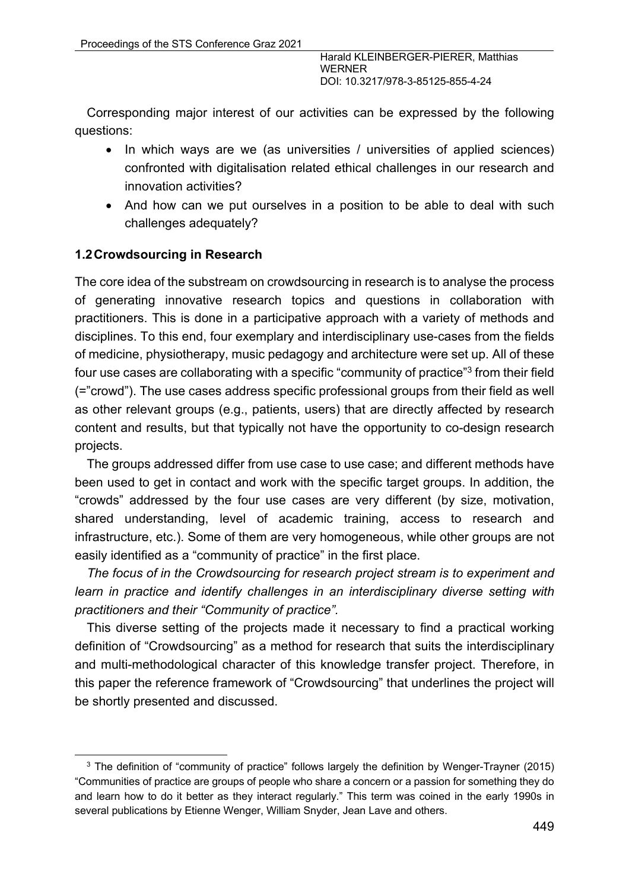Corresponding major interest of our activities can be expressed by the following questions:

- In which ways are we (as universities / universities of applied sciences) confronted with digitalisation related ethical challenges in our research and innovation activities?
- And how can we put ourselves in a position to be able to deal with such challenges adequately?

### 1.2 Crowdsourcing in Research

The core idea of the substream on crowdsourcing in research is to analyse the process of generating innovative research topics and questions in collaboration with practitioners. This is done in a participative approach with a variety of methods and disciplines. To this end, four exemplary and interdisciplinary use-cases from the fields of medicine, physiotherapy, music pedagogy and architecture were set up. All of these four use cases are collaborating with a specific "community of practice"[3] from their field (="crowd"). The use cases address specific professional groups from their field as well as other relevant groups (e.g., patients, users) that are directly affected by research content and results, but that typically not have the opportunity to co-design research projects.

The groups addressed differ from use case to use case; and different methods have been used to get in contact and work with the specific target groups. In addition, the "crowds" addressed by the four use cases are very different (by size, motivation, shared understanding, level of academic training, access to research and infrastructure, etc.). Some of them are very homogeneous, while other groups are not easily identified as a "community of practice" in the first place.

*The focus of in the Crowdsourcing for research project stream is to experiment and learn in practice and identify challenges in an interdisciplinary diverse setting with practitioners and their "Community of practice".*

This diverse setting of the projects made it necessary to find a practical working definition of "Crowdsourcing" as a method for research that suits the interdisciplinary and multi-methodological character of this knowledge transfer project. Therefore, in this paper the reference framework of "Crowdsourcing" that underlines the project will be shortly presented and discussed.

---

[3] The definition of "community of practice" follows largely the definition by Wenger-Trayner (2015) "Communities of practice are groups of people who share a concern or a passion for something they do and learn how to do it better as they interact regularly." This term was coined in the early 1990s in several publications by Etienne Wenger, William Snyder, Jean Lave and others.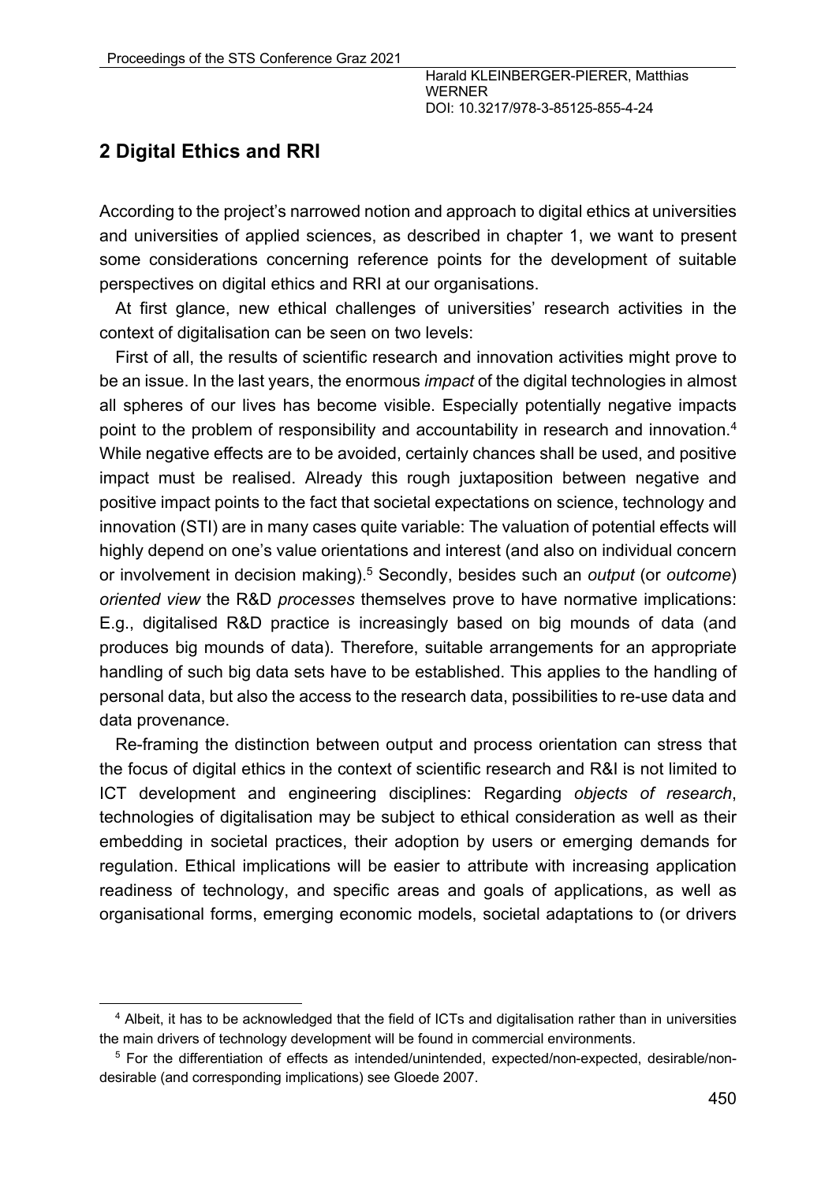## 2 Digital Ethics and RRI

According to the project's narrowed notion and approach to digital ethics at universities and universities of applied sciences, as described in chapter 1, we want to present some considerations concerning reference points for the development of suitable perspectives on digital ethics and RRI at our organisations.

At first glance, new ethical challenges of universities' research activities in the context of digitalisation can be seen on two levels:

First of all, the results of scientific research and innovation activities might prove to be an issue. In the last years, the enormous *impact* of the digital technologies in almost all spheres of our lives has become visible. Especially potentially negative impacts point to the problem of responsibility and accountability in research and innovation.[4] While negative effects are to be avoided, certainly chances shall be used, and positive impact must be realised. Already this rough juxtaposition between negative and positive impact points to the fact that societal expectations on science, technology and innovation (STI) are in many cases quite variable: The valuation of potential effects will highly depend on one's value orientations and interest (and also on individual concern or involvement in decision making).[5] Secondly, besides such an *output* (or *outcome*) *oriented view* the R&D *processes* themselves prove to have normative implications: E.g., digitalised R&D practice is increasingly based on big mounds of data (and produces big mounds of data). Therefore, suitable arrangements for an appropriate handling of such big data sets have to be established. This applies to the handling of personal data, but also the access to the research data, possibilities to re-use data and data provenance.

Re-framing the distinction between output and process orientation can stress that the focus of digital ethics in the context of scientific research and R&I is not limited to ICT development and engineering disciplines: Regarding *objects of research*, technologies of digitalisation may be subject to ethical consideration as well as their embedding in societal practices, their adoption by users or emerging demands for regulation. Ethical implications will be easier to attribute with increasing application readiness of technology, and specific areas and goals of applications, as well as organisational forms, emerging economic models, societal adaptations to (or drivers

[4] Albeit, it has to be acknowledged that the field of ICTs and digitalisation rather than in universities the main drivers of technology development will be found in commercial environments.

[5] For the differentiation of effects as intended/unintended, expected/non-expected, desirable/non-desirable (and corresponding implications) see Gloede 2007.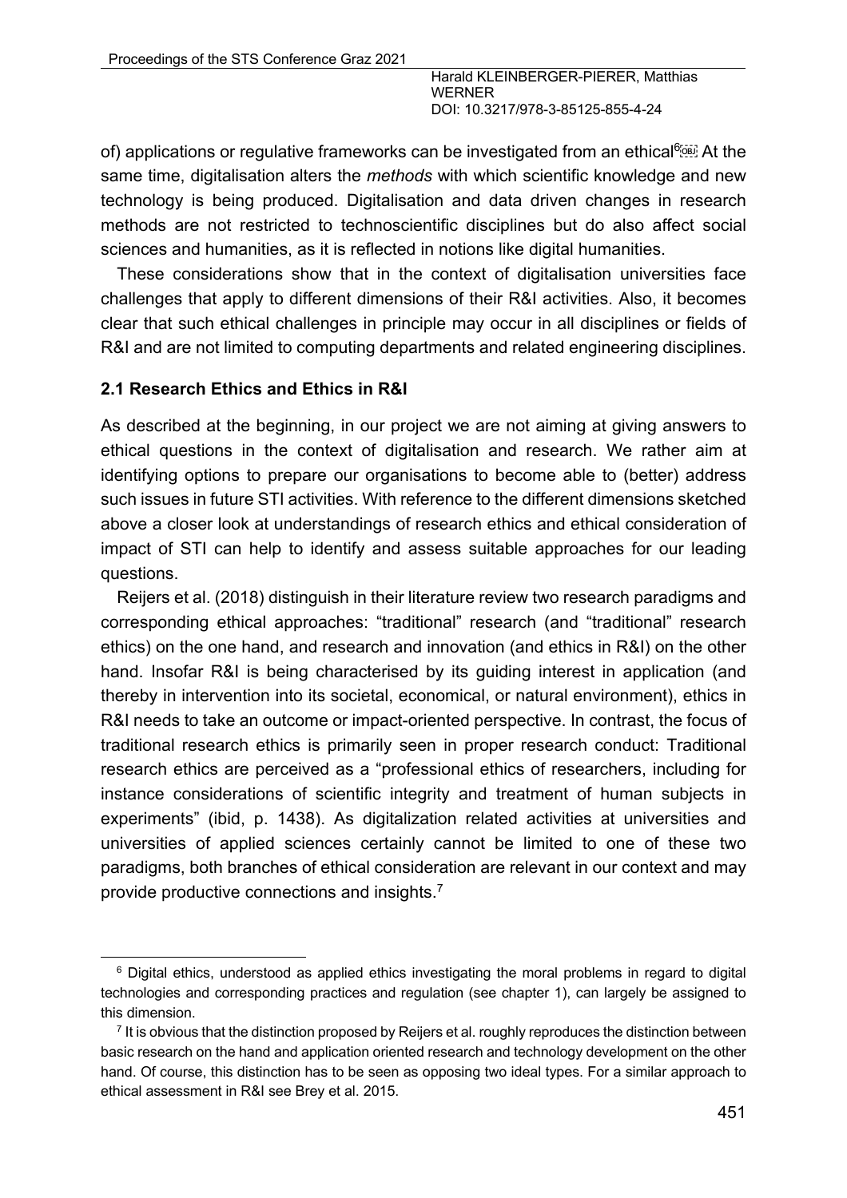of) applications or regulative frameworks can be investigated from an ethical[6] At the same time, digitalisation alters the *methods* with which scientific knowledge and new technology is being produced. Digitalisation and data driven changes in research methods are not restricted to technoscientific disciplines but do also affect social sciences and humanities, as it is reflected in notions like digital humanities.

These considerations show that in the context of digitalisation universities face challenges that apply to different dimensions of their R&I activities. Also, it becomes clear that such ethical challenges in principle may occur in all disciplines or fields of R&I and are not limited to computing departments and related engineering disciplines.

### 2.1 Research Ethics and Ethics in R&I

As described at the beginning, in our project we are not aiming at giving answers to ethical questions in the context of digitalisation and research. We rather aim at identifying options to prepare our organisations to become able to (better) address such issues in future STI activities. With reference to the different dimensions sketched above a closer look at understandings of research ethics and ethical consideration of impact of STI can help to identify and assess suitable approaches for our leading questions.

Reijers et al. (2018) distinguish in their literature review two research paradigms and corresponding ethical approaches: "traditional" research (and "traditional" research ethics) on the one hand, and research and innovation (and ethics in R&I) on the other hand. Insofar R&I is being characterised by its guiding interest in application (and thereby in intervention into its societal, economical, or natural environment), ethics in R&I needs to take an outcome or impact-oriented perspective. In contrast, the focus of traditional research ethics is primarily seen in proper research conduct: Traditional research ethics are perceived as a "professional ethics of researchers, including for instance considerations of scientific integrity and treatment of human subjects in experiments" (ibid, p. 1438). As digitalization related activities at universities and universities of applied sciences certainly cannot be limited to one of these two paradigms, both branches of ethical consideration are relevant in our context and may provide productive connections and insights.[7]

---

[6] Digital ethics, understood as applied ethics investigating the moral problems in regard to digital technologies and corresponding practices and regulation (see chapter 1), can largely be assigned to this dimension.

[7] It is obvious that the distinction proposed by Reijers et al. roughly reproduces the distinction between basic research on the hand and application oriented research and technology development on the other hand. Of course, this distinction has to be seen as opposing two ideal types. For a similar approach to ethical assessment in R&I see Brey et al. 2015.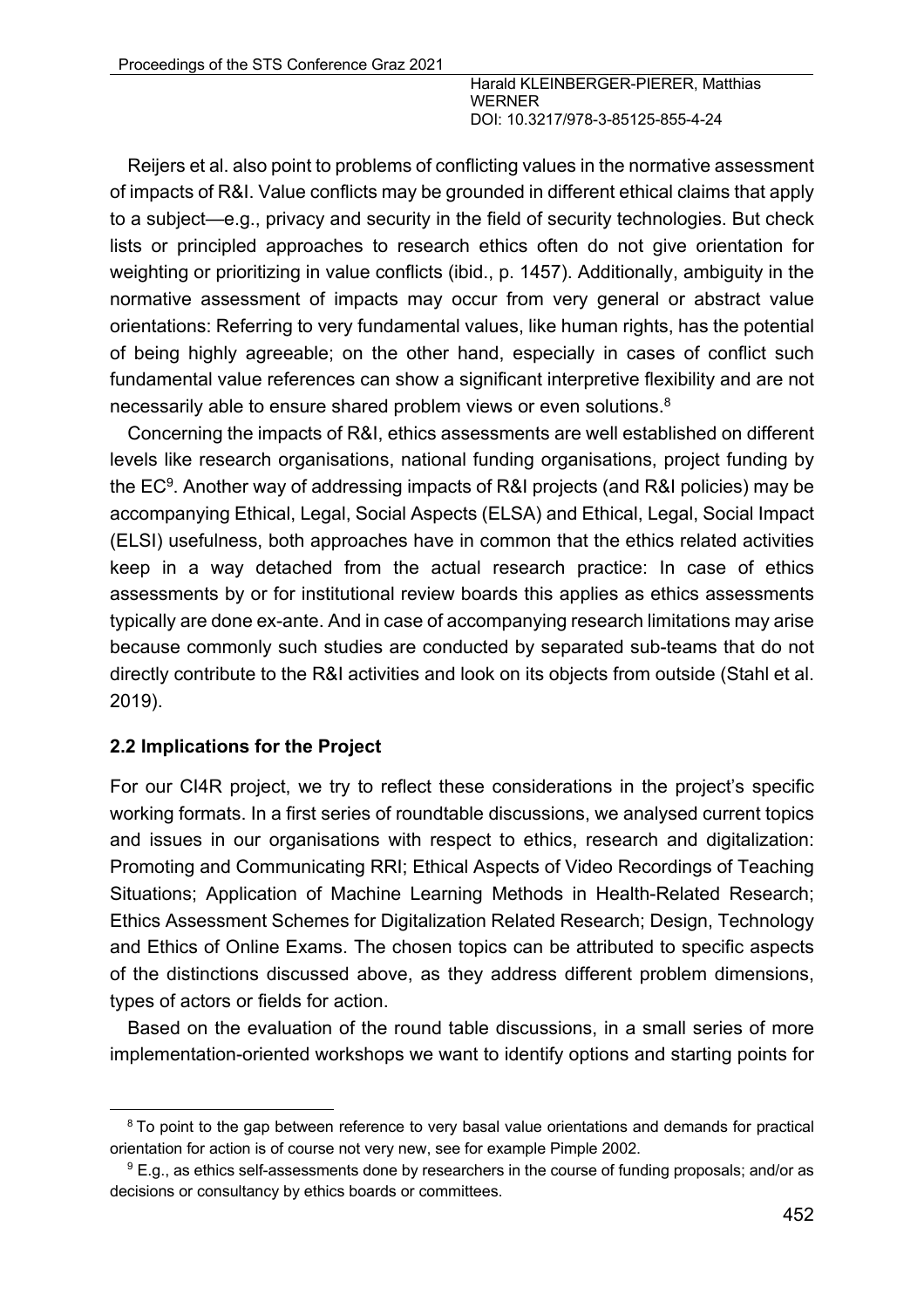Reijers et al. also point to problems of conflicting values in the normative assessment of impacts of R&I. Value conflicts may be grounded in different ethical claims that apply to a subject—e.g., privacy and security in the field of security technologies. But check lists or principled approaches to research ethics often do not give orientation for weighting or prioritizing in value conflicts (ibid., p. 1457). Additionally, ambiguity in the normative assessment of impacts may occur from very general or abstract value orientations: Referring to very fundamental values, like human rights, has the potential of being highly agreeable; on the other hand, especially in cases of conflict such fundamental value references can show a significant interpretive flexibility and are not necessarily able to ensure shared problem views or even solutions.[8]

Concerning the impacts of R&I, ethics assessments are well established on different levels like research organisations, national funding organisations, project funding by the EC[9]. Another way of addressing impacts of R&I projects (and R&I policies) may be accompanying Ethical, Legal, Social Aspects (ELSA) and Ethical, Legal, Social Impact (ELSI) usefulness, both approaches have in common that the ethics related activities keep in a way detached from the actual research practice: In case of ethics assessments by or for institutional review boards this applies as ethics assessments typically are done ex-ante. And in case of accompanying research limitations may arise because commonly such studies are conducted by separated sub-teams that do not directly contribute to the R&I activities and look on its objects from outside (Stahl et al. 2019).

### 2.2 Implications for the Project

For our CI4R project, we try to reflect these considerations in the project's specific working formats. In a first series of roundtable discussions, we analysed current topics and issues in our organisations with respect to ethics, research and digitalization: Promoting and Communicating RRI; Ethical Aspects of Video Recordings of Teaching Situations; Application of Machine Learning Methods in Health-Related Research; Ethics Assessment Schemes for Digitalization Related Research; Design, Technology and Ethics of Online Exams. The chosen topics can be attributed to specific aspects of the distinctions discussed above, as they address different problem dimensions, types of actors or fields for action.

Based on the evaluation of the round table discussions, in a small series of more implementation-oriented workshops we want to identify options and starting points for

---

[8] To point to the gap between reference to very basal value orientations and demands for practical orientation for action is of course not very new, see for example Pimple 2002.

[9] E.g., as ethics self-assessments done by researchers in the course of funding proposals; and/or as decisions or consultancy by ethics boards or committees.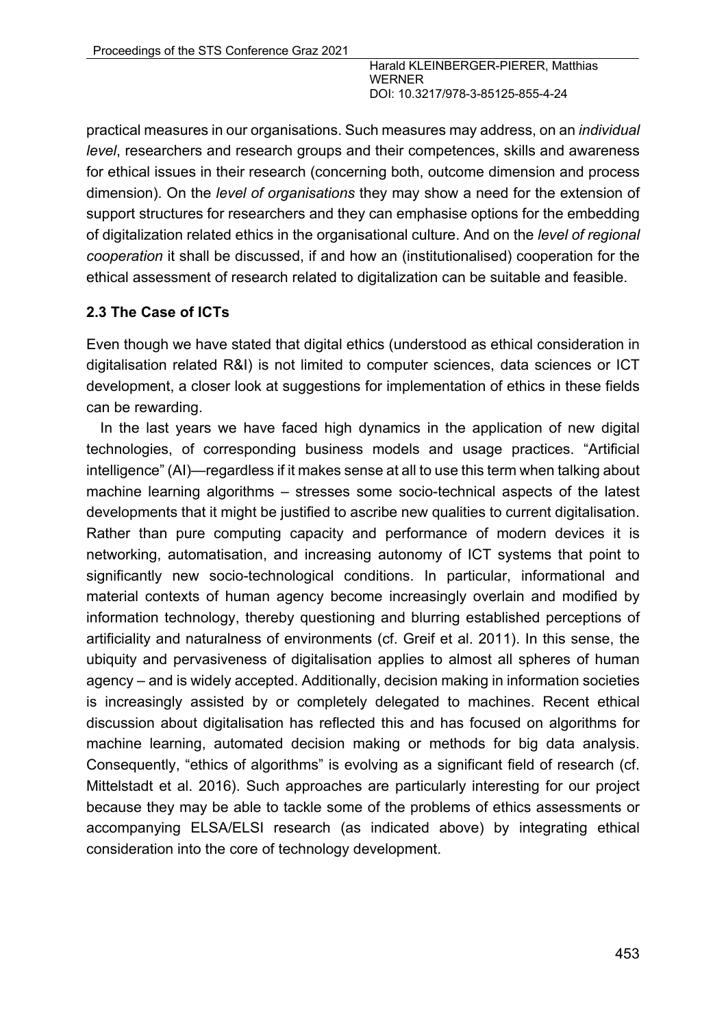practical measures in our organisations. Such measures may address, on an *individual level*, researchers and research groups and their competences, skills and awareness for ethical issues in their research (concerning both, outcome dimension and process dimension). On the *level of organisations* they may show a need for the extension of support structures for researchers and they can emphasise options for the embedding of digitalization related ethics in the organisational culture. And on the *level of regional cooperation* it shall be discussed, if and how an (institutionalised) cooperation for the ethical assessment of research related to digitalization can be suitable and feasible.

### 2.3 The Case of ICTs

Even though we have stated that digital ethics (understood as ethical consideration in digitalisation related R&I) is not limited to computer sciences, data sciences or ICT development, a closer look at suggestions for implementation of ethics in these fields can be rewarding.

In the last years we have faced high dynamics in the application of new digital technologies, of corresponding business models and usage practices. "Artificial intelligence" (AI)—regardless if it makes sense at all to use this term when talking about machine learning algorithms – stresses some socio-technical aspects of the latest developments that it might be justified to ascribe new qualities to current digitalisation. Rather than pure computing capacity and performance of modern devices it is networking, automatisation, and increasing autonomy of ICT systems that point to significantly new socio-technological conditions. In particular, informational and material contexts of human agency become increasingly overlain and modified by information technology, thereby questioning and blurring established perceptions of artificiality and naturalness of environments (cf. Greif et al. 2011). In this sense, the ubiquity and pervasiveness of digitalisation applies to almost all spheres of human agency – and is widely accepted. Additionally, decision making in information societies is increasingly assisted by or completely delegated to machines. Recent ethical discussion about digitalisation has reflected this and has focused on algorithms for machine learning, automated decision making or methods for big data analysis. Consequently, "ethics of algorithms" is evolving as a significant field of research (cf. Mittelstadt et al. 2016). Such approaches are particularly interesting for our project because they may be able to tackle some of the problems of ethics assessments or accompanying ELSA/ELSI research (as indicated above) by integrating ethical consideration into the core of technology development.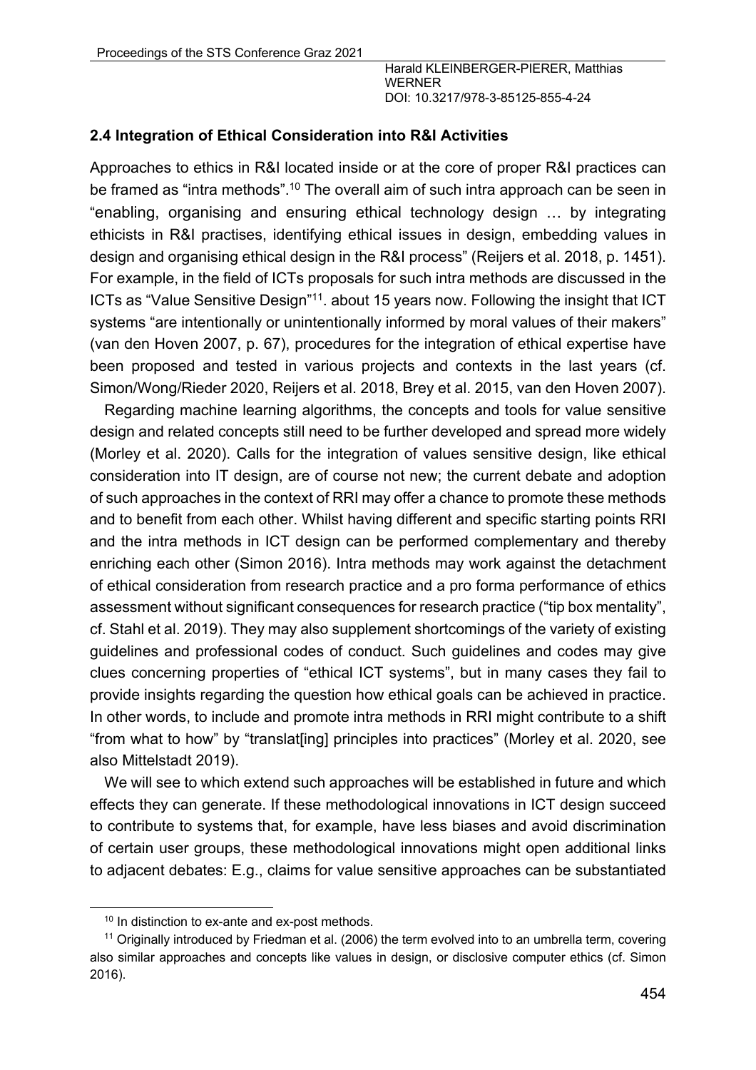### 2.4 Integration of Ethical Consideration into R&I Activities

Approaches to ethics in R&I located inside or at the core of proper R&I practices can be framed as "intra methods".[10] The overall aim of such intra approach can be seen in "enabling, organising and ensuring ethical technology design … by integrating ethicists in R&I practises, identifying ethical issues in design, embedding values in design and organising ethical design in the R&I process" (Reijers et al. 2018, p. 1451). For example, in the field of ICTs proposals for such intra methods are discussed in the ICTs as "Value Sensitive Design"[11]. about 15 years now. Following the insight that ICT systems "are intentionally or unintentionally informed by moral values of their makers" (van den Hoven 2007, p. 67), procedures for the integration of ethical expertise have been proposed and tested in various projects and contexts in the last years (cf. Simon/Wong/Rieder 2020, Reijers et al. 2018, Brey et al. 2015, van den Hoven 2007).

Regarding machine learning algorithms, the concepts and tools for value sensitive design and related concepts still need to be further developed and spread more widely (Morley et al. 2020). Calls for the integration of values sensitive design, like ethical consideration into IT design, are of course not new; the current debate and adoption of such approaches in the context of RRI may offer a chance to promote these methods and to benefit from each other. Whilst having different and specific starting points RRI and the intra methods in ICT design can be performed complementary and thereby enriching each other (Simon 2016). Intra methods may work against the detachment of ethical consideration from research practice and a pro forma performance of ethics assessment without significant consequences for research practice ("tip box mentality", cf. Stahl et al. 2019). They may also supplement shortcomings of the variety of existing guidelines and professional codes of conduct. Such guidelines and codes may give clues concerning properties of "ethical ICT systems", but in many cases they fail to provide insights regarding the question how ethical goals can be achieved in practice. In other words, to include and promote intra methods in RRI might contribute to a shift "from what to how" by "translat[ing] principles into practices" (Morley et al. 2020, see also Mittelstadt 2019).

We will see to which extend such approaches will be established in future and which effects they can generate. If these methodological innovations in ICT design succeed to contribute to systems that, for example, have less biases and avoid discrimination of certain user groups, these methodological innovations might open additional links to adjacent debates: E.g., claims for value sensitive approaches can be substantiated

[10] In distinction to ex-ante and ex-post methods.

[11] Originally introduced by Friedman et al. (2006) the term evolved into to an umbrella term, covering also similar approaches and concepts like values in design, or disclosive computer ethics (cf. Simon 2016).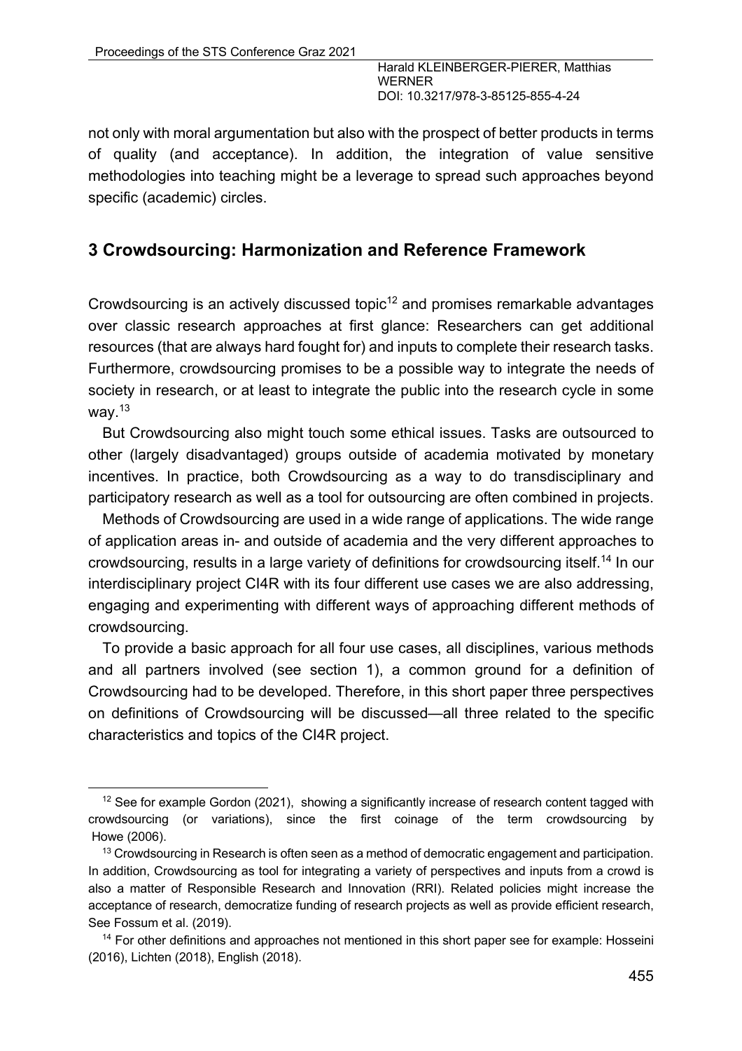not only with moral argumentation but also with the prospect of better products in terms of quality (and acceptance). In addition, the integration of value sensitive methodologies into teaching might be a leverage to spread such approaches beyond specific (academic) circles.

## 3 Crowdsourcing: Harmonization and Reference Framework

Crowdsourcing is an actively discussed topic[12] and promises remarkable advantages over classic research approaches at first glance: Researchers can get additional resources (that are always hard fought for) and inputs to complete their research tasks. Furthermore, crowdsourcing promises to be a possible way to integrate the needs of society in research, or at least to integrate the public into the research cycle in some way.[13]

But Crowdsourcing also might touch some ethical issues. Tasks are outsourced to other (largely disadvantaged) groups outside of academia motivated by monetary incentives. In practice, both Crowdsourcing as a way to do transdisciplinary and participatory research as well as a tool for outsourcing are often combined in projects.

Methods of Crowdsourcing are used in a wide range of applications. The wide range of application areas in- and outside of academia and the very different approaches to crowdsourcing, results in a large variety of definitions for crowdsourcing itself.[14] In our interdisciplinary project CI4R with its four different use cases we are also addressing, engaging and experimenting with different ways of approaching different methods of crowdsourcing.

To provide a basic approach for all four use cases, all disciplines, various methods and all partners involved (see section 1), a common ground for a definition of Crowdsourcing had to be developed. Therefore, in this short paper three perspectives on definitions of Crowdsourcing will be discussed—all three related to the specific characteristics and topics of the CI4R project.

---

[12] See for example Gordon (2021), showing a significantly increase of research content tagged with crowdsourcing (or variations), since the first coinage of the term crowdsourcing by Howe (2006).

[13] Crowdsourcing in Research is often seen as a method of democratic engagement and participation. In addition, Crowdsourcing as tool for integrating a variety of perspectives and inputs from a crowd is also a matter of Responsible Research and Innovation (RRI). Related policies might increase the acceptance of research, democratize funding of research projects as well as provide efficient research, See Fossum et al. (2019).

[14] For other definitions and approaches not mentioned in this short paper see for example: Hosseini (2016), Lichten (2018), English (2018).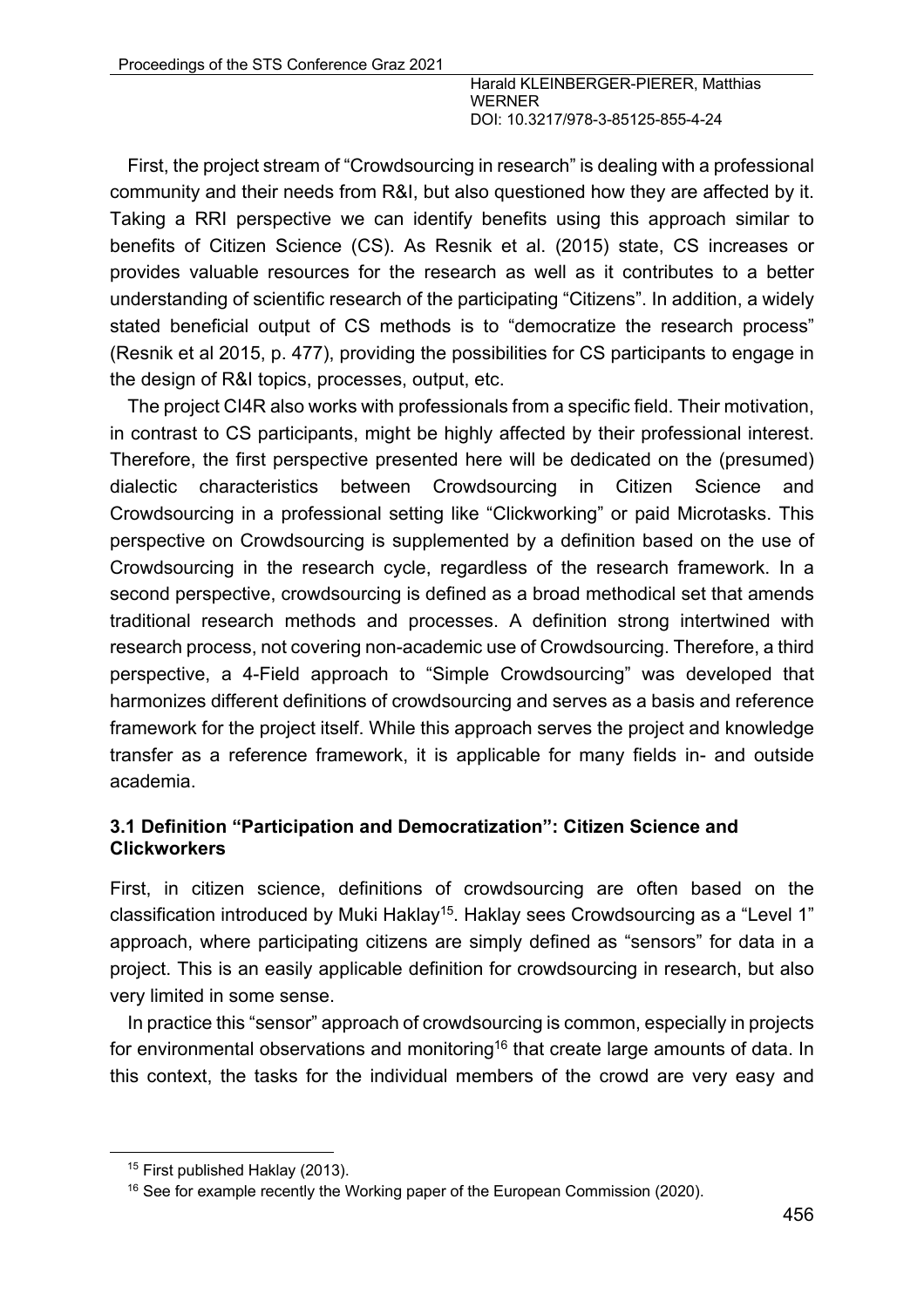First, the project stream of "Crowdsourcing in research" is dealing with a professional community and their needs from R&I, but also questioned how they are affected by it. Taking a RRI perspective we can identify benefits using this approach similar to benefits of Citizen Science (CS). As Resnik et al. (2015) state, CS increases or provides valuable resources for the research as well as it contributes to a better understanding of scientific research of the participating "Citizens". In addition, a widely stated beneficial output of CS methods is to "democratize the research process" (Resnik et al 2015, p. 477), providing the possibilities for CS participants to engage in the design of R&I topics, processes, output, etc.

The project CI4R also works with professionals from a specific field. Their motivation, in contrast to CS participants, might be highly affected by their professional interest. Therefore, the first perspective presented here will be dedicated on the (presumed) dialectic characteristics between Crowdsourcing in Citizen Science and Crowdsourcing in a professional setting like "Clickworking" or paid Microtasks. This perspective on Crowdsourcing is supplemented by a definition based on the use of Crowdsourcing in the research cycle, regardless of the research framework. In a second perspective, crowdsourcing is defined as a broad methodical set that amends traditional research methods and processes. A definition strong intertwined with research process, not covering non-academic use of Crowdsourcing. Therefore, a third perspective, a 4-Field approach to "Simple Crowdsourcing" was developed that harmonizes different definitions of crowdsourcing and serves as a basis and reference framework for the project itself. While this approach serves the project and knowledge transfer as a reference framework, it is applicable for many fields in- and outside academia.

### 3.1 Definition "Participation and Democratization": Citizen Science and Clickworkers

First, in citizen science, definitions of crowdsourcing are often based on the classification introduced by Muki Haklay[15]. Haklay sees Crowdsourcing as a "Level 1" approach, where participating citizens are simply defined as "sensors" for data in a project. This is an easily applicable definition for crowdsourcing in research, but also very limited in some sense.

In practice this "sensor" approach of crowdsourcing is common, especially in projects for environmental observations and monitoring[16] that create large amounts of data. In this context, the tasks for the individual members of the crowd are very easy and

---

[15] First published Haklay (2013).

[16] See for example recently the Working paper of the European Commission (2020).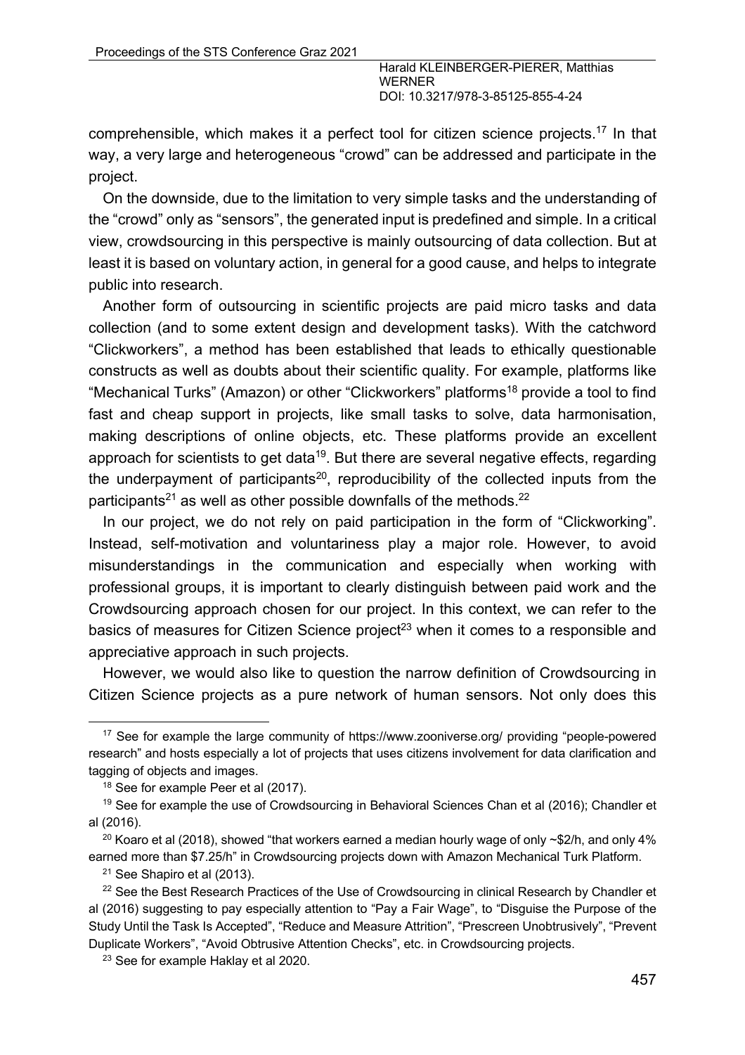comprehensible, which makes it a perfect tool for citizen science projects.[17] In that way, a very large and heterogeneous "crowd" can be addressed and participate in the project.

On the downside, due to the limitation to very simple tasks and the understanding of the "crowd" only as "sensors", the generated input is predefined and simple. In a critical view, crowdsourcing in this perspective is mainly outsourcing of data collection. But at least it is based on voluntary action, in general for a good cause, and helps to integrate public into research.

Another form of outsourcing in scientific projects are paid micro tasks and data collection (and to some extent design and development tasks). With the catchword "Clickworkers", a method has been established that leads to ethically questionable constructs as well as doubts about their scientific quality. For example, platforms like "Mechanical Turks" (Amazon) or other "Clickworkers" platforms[18] provide a tool to find fast and cheap support in projects, like small tasks to solve, data harmonisation, making descriptions of online objects, etc. These platforms provide an excellent approach for scientists to get data[19]. But there are several negative effects, regarding the underpayment of participants[20], reproducibility of the collected inputs from the participants[21] as well as other possible downfalls of the methods.[22]

In our project, we do not rely on paid participation in the form of "Clickworking". Instead, self-motivation and voluntariness play a major role. However, to avoid misunderstandings in the communication and especially when working with professional groups, it is important to clearly distinguish between paid work and the Crowdsourcing approach chosen for our project. In this context, we can refer to the basics of measures for Citizen Science project[23] when it comes to a responsible and appreciative approach in such projects.

However, we would also like to question the narrow definition of Crowdsourcing in Citizen Science projects as a pure network of human sensors. Not only does this

---

[17] See for example the large community of https://www.zooniverse.org/ providing "people-powered research" and hosts especially a lot of projects that uses citizens involvement for data clarification and tagging of objects and images.

[18] See for example Peer et al (2017).

[19] See for example the use of Crowdsourcing in Behavioral Sciences Chan et al (2016); Chandler et al (2016).

[20] Koaro et al (2018), showed "that workers earned a median hourly wage of only ~$2/h, and only 4% earned more than $7.25/h" in Crowdsourcing projects down with Amazon Mechanical Turk Platform.

[21] See Shapiro et al (2013).

[22] See the Best Research Practices of the Use of Crowdsourcing in clinical Research by Chandler et al (2016) suggesting to pay especially attention to "Pay a Fair Wage", to "Disguise the Purpose of the Study Until the Task Is Accepted", "Reduce and Measure Attrition", "Prescreen Unobtrusively", "Prevent Duplicate Workers", "Avoid Obtrusive Attention Checks", etc. in Crowdsourcing projects.

[23] See for example Haklay et al 2020.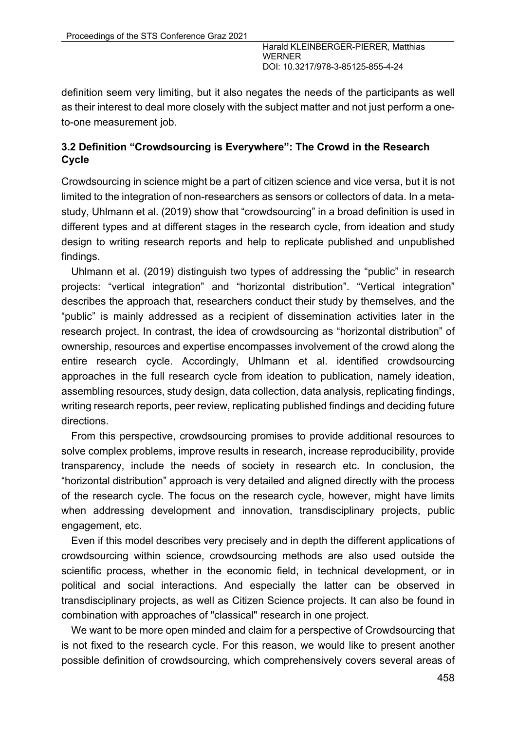definition seem very limiting, but it also negates the needs of the participants as well as their interest to deal more closely with the subject matter and not just perform a one-to-one measurement job.

### 3.2 Definition "Crowdsourcing is Everywhere": The Crowd in the Research Cycle

Crowdsourcing in science might be a part of citizen science and vice versa, but it is not limited to the integration of non-researchers as sensors or collectors of data. In a meta-study, Uhlmann et al. (2019) show that "crowdsourcing" in a broad definition is used in different types and at different stages in the research cycle, from ideation and study design to writing research reports and help to replicate published and unpublished findings.

Uhlmann et al. (2019) distinguish two types of addressing the "public" in research projects: "vertical integration" and "horizontal distribution". "Vertical integration" describes the approach that, researchers conduct their study by themselves, and the "public" is mainly addressed as a recipient of dissemination activities later in the research project. In contrast, the idea of crowdsourcing as "horizontal distribution" of ownership, resources and expertise encompasses involvement of the crowd along the entire research cycle. Accordingly, Uhlmann et al. identified crowdsourcing approaches in the full research cycle from ideation to publication, namely ideation, assembling resources, study design, data collection, data analysis, replicating findings, writing research reports, peer review, replicating published findings and deciding future directions.

From this perspective, crowdsourcing promises to provide additional resources to solve complex problems, improve results in research, increase reproducibility, provide transparency, include the needs of society in research etc. In conclusion, the "horizontal distribution" approach is very detailed and aligned directly with the process of the research cycle. The focus on the research cycle, however, might have limits when addressing development and innovation, transdisciplinary projects, public engagement, etc.

Even if this model describes very precisely and in depth the different applications of crowdsourcing within science, crowdsourcing methods are also used outside the scientific process, whether in the economic field, in technical development, or in political and social interactions. And especially the latter can be observed in transdisciplinary projects, as well as Citizen Science projects. It can also be found in combination with approaches of "classical" research in one project.

We want to be more open minded and claim for a perspective of Crowdsourcing that is not fixed to the research cycle. For this reason, we would like to present another possible definition of crowdsourcing, which comprehensively covers several areas of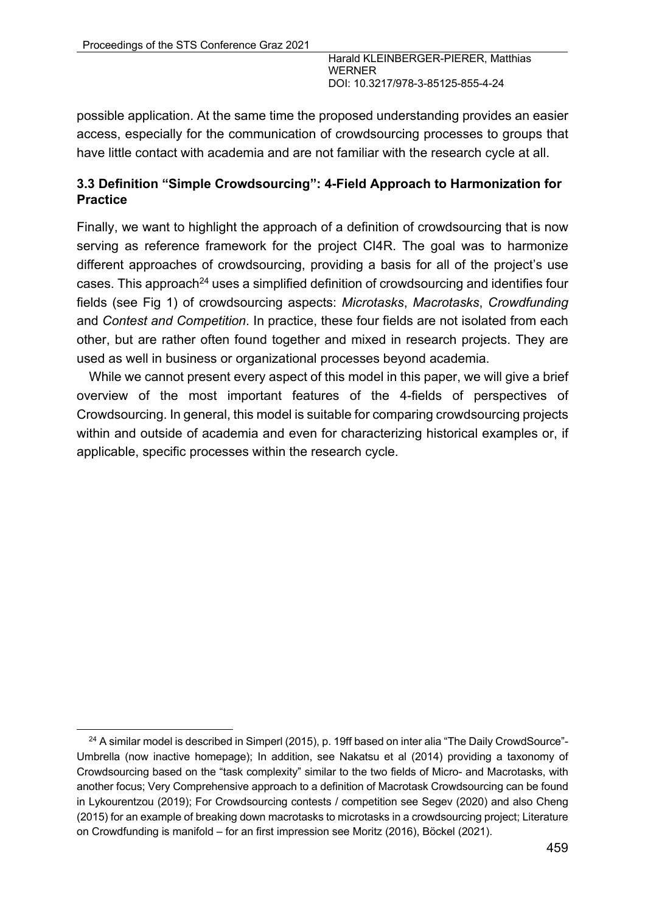possible application. At the same time the proposed understanding provides an easier access, especially for the communication of crowdsourcing processes to groups that have little contact with academia and are not familiar with the research cycle at all.

### 3.3 Definition "Simple Crowdsourcing": 4-Field Approach to Harmonization for Practice

Finally, we want to highlight the approach of a definition of crowdsourcing that is now serving as reference framework for the project CI4R. The goal was to harmonize different approaches of crowdsourcing, providing a basis for all of the project's use cases. This approach[24] uses a simplified definition of crowdsourcing and identifies four fields (see Fig 1) of crowdsourcing aspects: *Microtasks*, *Macrotasks*, *Crowdfunding* and *Contest and Competition*. In practice, these four fields are not isolated from each other, but are rather often found together and mixed in research projects. They are used as well in business or organizational processes beyond academia.

While we cannot present every aspect of this model in this paper, we will give a brief overview of the most important features of the 4-fields of perspectives of Crowdsourcing. In general, this model is suitable for comparing crowdsourcing projects within and outside of academia and even for characterizing historical examples or, if applicable, specific processes within the research cycle.

[24] A similar model is described in Simperl (2015), p. 19ff based on inter alia "The Daily CrowdSource"-Umbrella (now inactive homepage); In addition, see Nakatsu et al (2014) providing a taxonomy of Crowdsourcing based on the "task complexity" similar to the two fields of Micro- and Macrotasks, with another focus; Very Comprehensive approach to a definition of Macrotask Crowdsourcing can be found in Lykourentzou (2019); For Crowdsourcing contests / competition see Segev (2020) and also Cheng (2015) for an example of breaking down macrotasks to microtasks in a crowdsourcing project; Literature on Crowdfunding is manifold – for an first impression see Moritz (2016), Böckel (2021).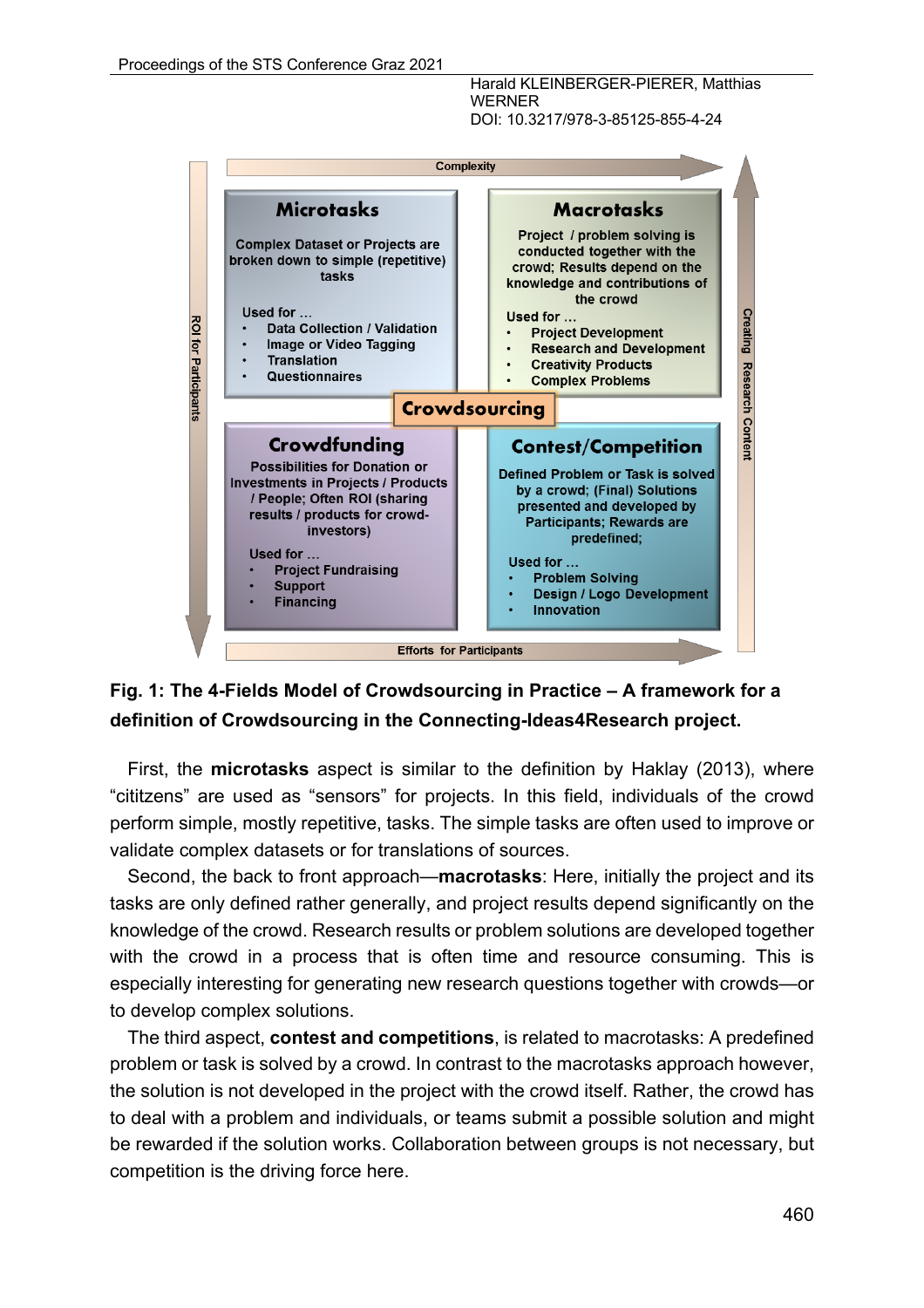Complexity

**Microtasks**

Complex Dataset or Projects are broken down to simple (repetitive) tasks

Used for …
- Data Collection / Validation
- Image or Video Tagging
- Translation
- Questionnaires

**Macrotasks**

Project / problem solving is conducted together with the crowd; Results depend on the knowledge and contributions of the crowd

Used for …
- Project Development
- Research and Development
- Creativity Products
- Complex Problems

**Crowdsourcing**

**Crowdfunding**

Possibilities for Donation or Investments in Projects / Products / People; Often ROI (sharing results / products for crowd-investors)

Used for …
- Project Fundraising
- Support
- Financing

**Contest/Competition**

Defined Problem or Task is solved by a crowd; (Final) Solutions presented and developed by Participants; Rewards are predefined;

Used for …
- Problem Solving
- Design / Logo Development
- Innovation

ROI for Participants

Creating Research Content

Efforts for Participants

**Fig. 1: The 4-Fields Model of Crowdsourcing in Practice – A framework for a definition of Crowdsourcing in the Connecting-Ideas4Research project.**

First, the **microtasks** aspect is similar to the definition by Haklay (2013), where “cititzens” are used as “sensors” for projects. In this field, individuals of the crowd perform simple, mostly repetitive, tasks. The simple tasks are often used to improve or validate complex datasets or for translations of sources.

Second, the back to front approach—**macrotasks**: Here, initially the project and its tasks are only defined rather generally, and project results depend significantly on the knowledge of the crowd. Research results or problem solutions are developed together with the crowd in a process that is often time and resource consuming. This is especially interesting for generating new research questions together with crowds—or to develop complex solutions.

The third aspect, **contest and competitions**, is related to macrotasks: A predefined problem or task is solved by a crowd. In contrast to the macrotasks approach however, the solution is not developed in the project with the crowd itself. Rather, the crowd has to deal with a problem and individuals, or teams submit a possible solution and might be rewarded if the solution works. Collaboration between groups is not necessary, but competition is the driving force here.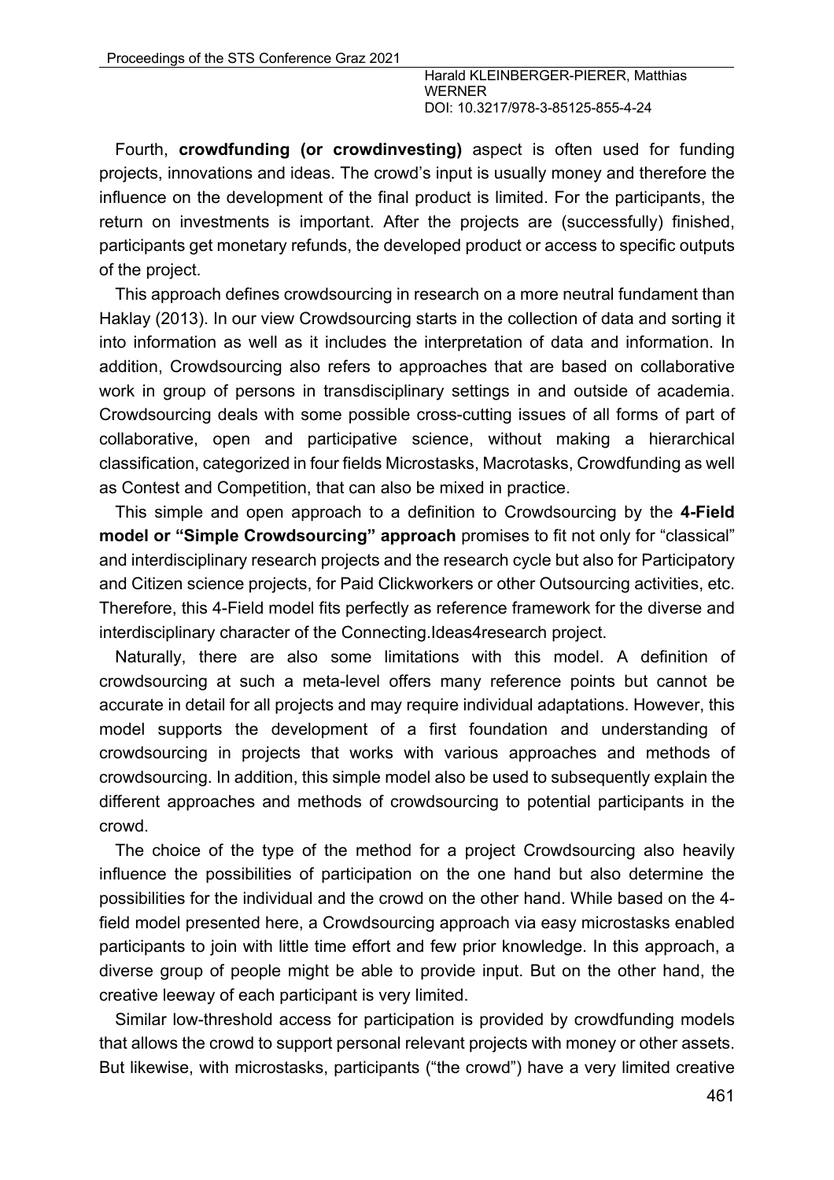Fourth, **crowdfunding (or crowdinvesting)** aspect is often used for funding projects, innovations and ideas. The crowd's input is usually money and therefore the influence on the development of the final product is limited. For the participants, the return on investments is important. After the projects are (successfully) finished, participants get monetary refunds, the developed product or access to specific outputs of the project.

This approach defines crowdsourcing in research on a more neutral fundament than Haklay (2013). In our view Crowdsourcing starts in the collection of data and sorting it into information as well as it includes the interpretation of data and information. In addition, Crowdsourcing also refers to approaches that are based on collaborative work in group of persons in transdisciplinary settings in and outside of academia. Crowdsourcing deals with some possible cross-cutting issues of all forms of part of collaborative, open and participative science, without making a hierarchical classification, categorized in four fields Microstasks, Macrotasks, Crowdfunding as well as Contest and Competition, that can also be mixed in practice.

This simple and open approach to a definition to Crowdsourcing by the **4-Field model or "Simple Crowdsourcing" approach** promises to fit not only for "classical" and interdisciplinary research projects and the research cycle but also for Participatory and Citizen science projects, for Paid Clickworkers or other Outsourcing activities, etc. Therefore, this 4-Field model fits perfectly as reference framework for the diverse and interdisciplinary character of the Connecting.Ideas4research project.

Naturally, there are also some limitations with this model. A definition of crowdsourcing at such a meta-level offers many reference points but cannot be accurate in detail for all projects and may require individual adaptations. However, this model supports the development of a first foundation and understanding of crowdsourcing in projects that works with various approaches and methods of crowdsourcing. In addition, this simple model also be used to subsequently explain the different approaches and methods of crowdsourcing to potential participants in the crowd.

The choice of the type of the method for a project Crowdsourcing also heavily influence the possibilities of participation on the one hand but also determine the possibilities for the individual and the crowd on the other hand. While based on the 4-field model presented here, a Crowdsourcing approach via easy microstasks enabled participants to join with little time effort and few prior knowledge. In this approach, a diverse group of people might be able to provide input. But on the other hand, the creative leeway of each participant is very limited.

Similar low-threshold access for participation is provided by crowdfunding models that allows the crowd to support personal relevant projects with money or other assets. But likewise, with microstasks, participants ("the crowd") have a very limited creative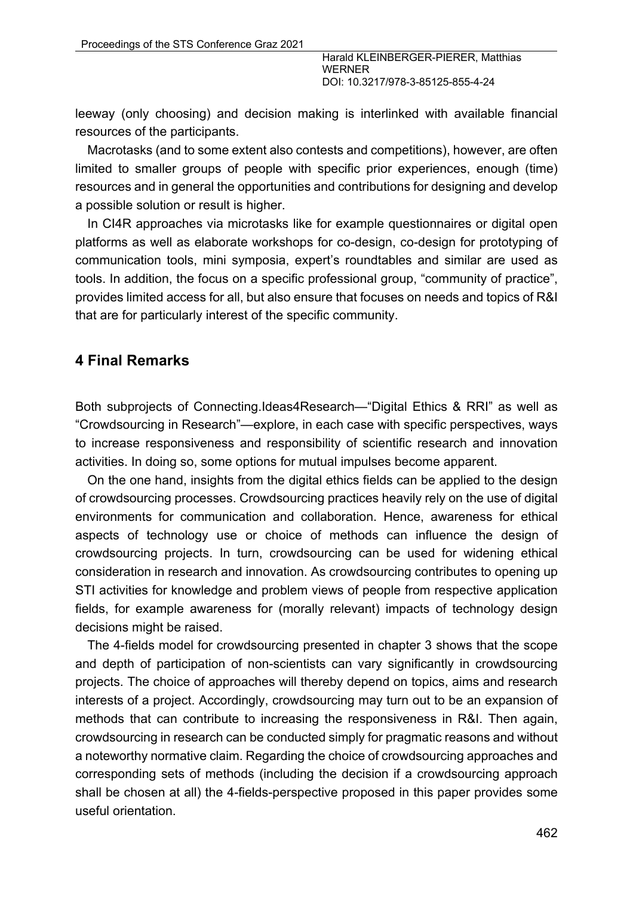leeway (only choosing) and decision making is interlinked with available financial resources of the participants.

Macrotasks (and to some extent also contests and competitions), however, are often limited to smaller groups of people with specific prior experiences, enough (time) resources and in general the opportunities and contributions for designing and develop a possible solution or result is higher.

In CI4R approaches via microtasks like for example questionnaires or digital open platforms as well as elaborate workshops for co-design, co-design for prototyping of communication tools, mini symposia, expert's roundtables and similar are used as tools. In addition, the focus on a specific professional group, "community of practice", provides limited access for all, but also ensure that focuses on needs and topics of R&I that are for particularly interest of the specific community.

## 4 Final Remarks

Both subprojects of Connecting.Ideas4Research—"Digital Ethics & RRI" as well as "Crowdsourcing in Research"—explore, in each case with specific perspectives, ways to increase responsiveness and responsibility of scientific research and innovation activities. In doing so, some options for mutual impulses become apparent.

On the one hand, insights from the digital ethics fields can be applied to the design of crowdsourcing processes. Crowdsourcing practices heavily rely on the use of digital environments for communication and collaboration. Hence, awareness for ethical aspects of technology use or choice of methods can influence the design of crowdsourcing projects. In turn, crowdsourcing can be used for widening ethical consideration in research and innovation. As crowdsourcing contributes to opening up STI activities for knowledge and problem views of people from respective application fields, for example awareness for (morally relevant) impacts of technology design decisions might be raised.

The 4-fields model for crowdsourcing presented in chapter 3 shows that the scope and depth of participation of non-scientists can vary significantly in crowdsourcing projects. The choice of approaches will thereby depend on topics, aims and research interests of a project. Accordingly, crowdsourcing may turn out to be an expansion of methods that can contribute to increasing the responsiveness in R&I. Then again, crowdsourcing in research can be conducted simply for pragmatic reasons and without a noteworthy normative claim. Regarding the choice of crowdsourcing approaches and corresponding sets of methods (including the decision if a crowdsourcing approach shall be chosen at all) the 4-fields-perspective proposed in this paper provides some useful orientation.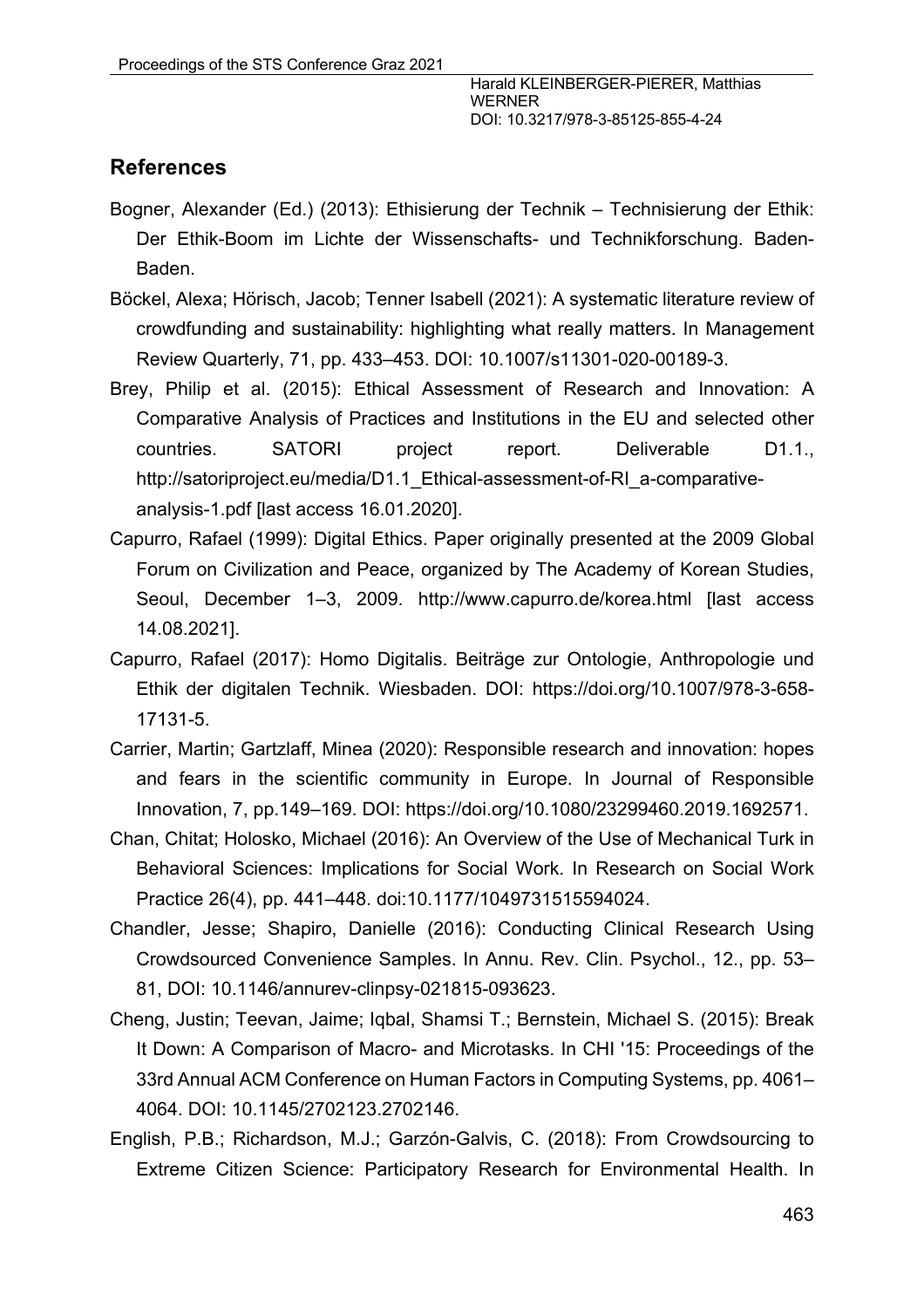## References

Bogner, Alexander (Ed.) (2013): Ethisierung der Technik – Technisierung der Ethik: Der Ethik-Boom im Lichte der Wissenschafts- und Technikforschung. Baden-Baden.

Böckel, Alexa; Hörisch, Jacob; Tenner Isabell (2021): A systematic literature review of crowdfunding and sustainability: highlighting what really matters. In Management Review Quarterly, 71, pp. 433–453. DOI: 10.1007/s11301-020-00189-3.

Brey, Philip et al. (2015): Ethical Assessment of Research and Innovation: A Comparative Analysis of Practices and Institutions in the EU and selected other countries. SATORI project report. Deliverable D1.1., http://satoriproject.eu/media/D1.1_Ethical-assessment-of-RI_a-comparative-analysis-1.pdf [last access 16.01.2020].

Capurro, Rafael (1999): Digital Ethics. Paper originally presented at the 2009 Global Forum on Civilization and Peace, organized by The Academy of Korean Studies, Seoul, December 1–3, 2009. http://www.capurro.de/korea.html [last access 14.08.2021].

Capurro, Rafael (2017): Homo Digitalis. Beiträge zur Ontologie, Anthropologie und Ethik der digitalen Technik. Wiesbaden. DOI: https://doi.org/10.1007/978-3-658-17131-5.

Carrier, Martin; Gartzlaff, Minea (2020): Responsible research and innovation: hopes and fears in the scientific community in Europe. In Journal of Responsible Innovation, 7, pp.149–169. DOI: https://doi.org/10.1080/23299460.2019.1692571.

Chan, Chitat; Holosko, Michael (2016): An Overview of the Use of Mechanical Turk in Behavioral Sciences: Implications for Social Work. In Research on Social Work Practice 26(4), pp. 441–448. doi:10.1177/1049731515594024.

Chandler, Jesse; Shapiro, Danielle (2016): Conducting Clinical Research Using Crowdsourced Convenience Samples. In Annu. Rev. Clin. Psychol., 12., pp. 53–81, DOI: 10.1146/annurev-clinpsy-021815-093623.

Cheng, Justin; Teevan, Jaime; Iqbal, Shamsi T.; Bernstein, Michael S. (2015): Break It Down: A Comparison of Macro- and Microtasks. In CHI '15: Proceedings of the 33rd Annual ACM Conference on Human Factors in Computing Systems, pp. 4061–4064. DOI: 10.1145/2702123.2702146.

English, P.B.; Richardson, M.J.; Garzón-Galvis, C. (2018): From Crowdsourcing to Extreme Citizen Science: Participatory Research for Environmental Health. In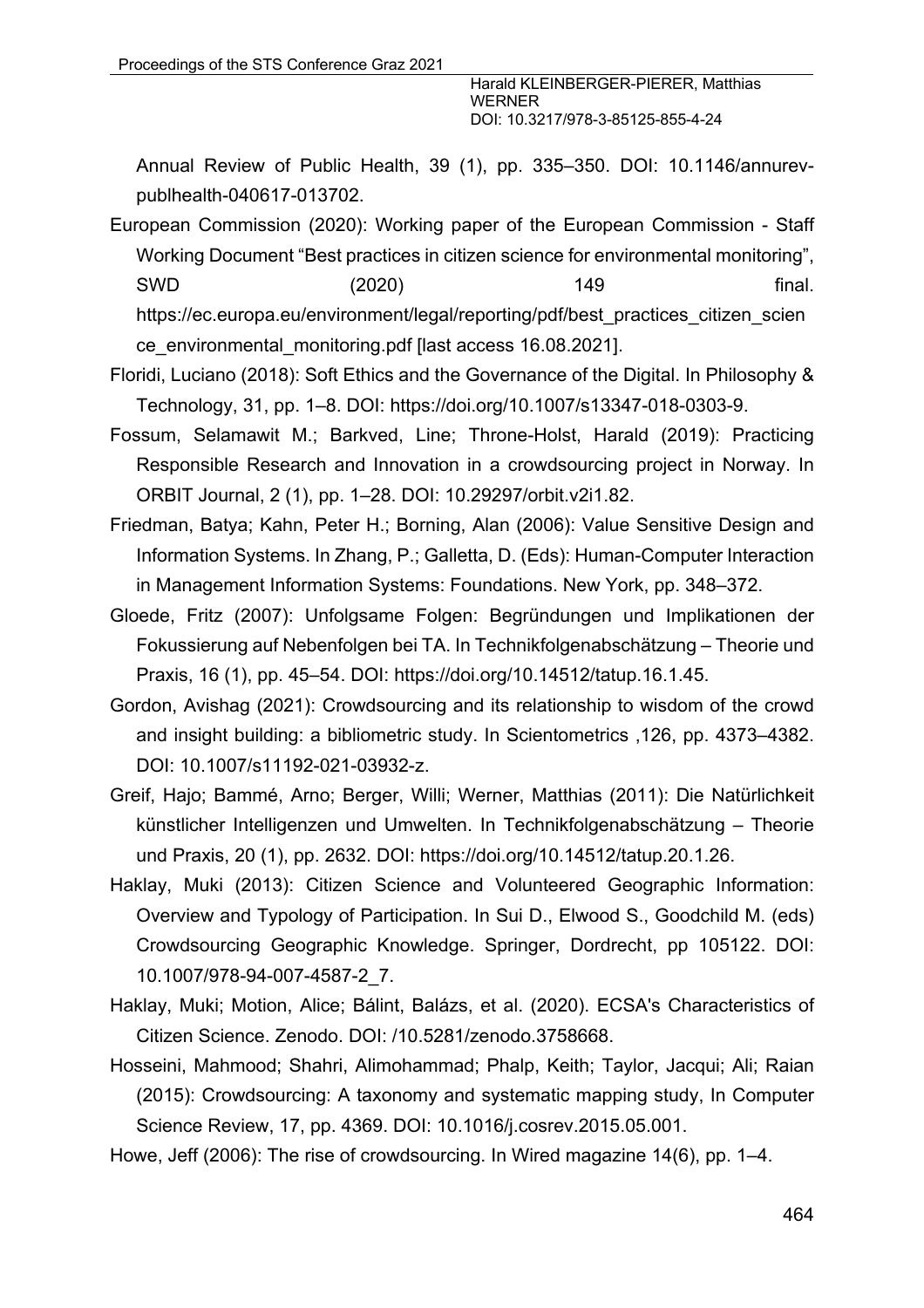Annual Review of Public Health, 39 (1), pp. 335–350. DOI: 10.1146/annurev-publhealth-040617-013702.

European Commission (2020): Working paper of the European Commission - Staff Working Document "Best practices in citizen science for environmental monitoring", SWD (2020) 149 final. https://ec.europa.eu/environment/legal/reporting/pdf/best_practices_citizen_science_environmental_monitoring.pdf [last access 16.08.2021].

Floridi, Luciano (2018): Soft Ethics and the Governance of the Digital. In Philosophy & Technology, 31, pp. 1–8. DOI: https://doi.org/10.1007/s13347-018-0303-9.

Fossum, Selamawit M.; Barkved, Line; Throne-Holst, Harald (2019): Practicing Responsible Research and Innovation in a crowdsourcing project in Norway. In ORBIT Journal, 2 (1), pp. 1–28. DOI: 10.29297/orbit.v2i1.82.

Friedman, Batya; Kahn, Peter H.; Borning, Alan (2006): Value Sensitive Design and Information Systems. In Zhang, P.; Galletta, D. (Eds): Human-Computer Interaction in Management Information Systems: Foundations. New York, pp. 348–372.

Gloede, Fritz (2007): Unfolgsame Folgen: Begründungen und Implikationen der Fokussierung auf Nebenfolgen bei TA. In Technikfolgenabschätzung – Theorie und Praxis, 16 (1), pp. 45–54. DOI: https://doi.org/10.14512/tatup.16.1.45.

Gordon, Avishag (2021): Crowdsourcing and its relationship to wisdom of the crowd and insight building: a bibliometric study. In Scientometrics ,126, pp. 4373–4382. DOI: 10.1007/s11192-021-03932-z.

Greif, Hajo; Bammé, Arno; Berger, Willi; Werner, Matthias (2011): Die Natürlichkeit künstlicher Intelligenzen und Umwelten. In Technikfolgenabschätzung – Theorie und Praxis, 20 (1), pp. 2632. DOI: https://doi.org/10.14512/tatup.20.1.26.

Haklay, Muki (2013): Citizen Science and Volunteered Geographic Information: Overview and Typology of Participation. In Sui D., Elwood S., Goodchild M. (eds) Crowdsourcing Geographic Knowledge. Springer, Dordrecht, pp 105122. DOI: 10.1007/978-94-007-4587-2_7.

Haklay, Muki; Motion, Alice; Bálint, Balázs, et al. (2020). ECSA's Characteristics of Citizen Science. Zenodo. DOI: /10.5281/zenodo.3758668.

Hosseini, Mahmood; Shahri, Alimohammad; Phalp, Keith; Taylor, Jacqui; Ali; Raian (2015): Crowdsourcing: A taxonomy and systematic mapping study, In Computer Science Review, 17, pp. 4369. DOI: 10.1016/j.cosrev.2015.05.001.

Howe, Jeff (2006): The rise of crowdsourcing. In Wired magazine 14(6), pp. 1–4.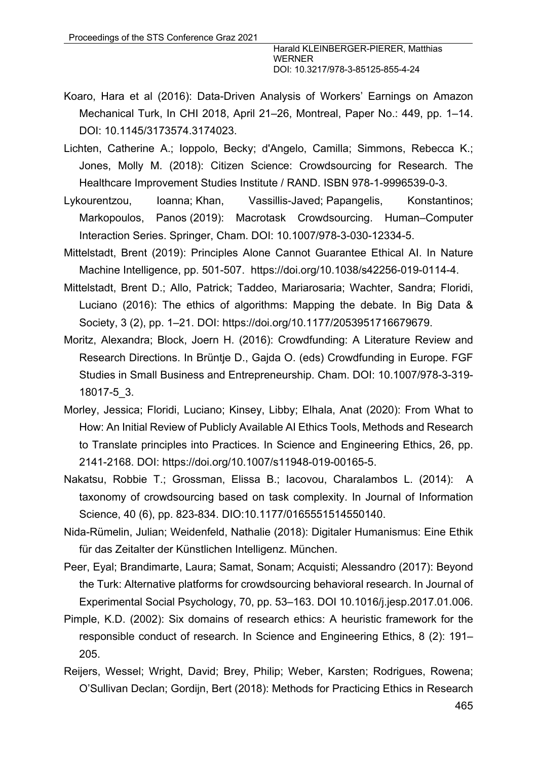Koaro, Hara et al (2016): Data-Driven Analysis of Workers' Earnings on Amazon Mechanical Turk, In CHI 2018, April 21–26, Montreal, Paper No.: 449, pp. 1–14. DOI: 10.1145/3173574.3174023.

Lichten, Catherine A.; Ioppolo, Becky; d'Angelo, Camilla; Simmons, Rebecca K.; Jones, Molly M. (2018): Citizen Science: Crowdsourcing for Research. The Healthcare Improvement Studies Institute / RAND. ISBN 978-1-9996539-0-3.

Lykourentzou, Ioanna; Khan, Vassillis-Javed; Papangelis, Konstantinos; Markopoulos, Panos (2019): Macrotask Crowdsourcing. Human–Computer Interaction Series. Springer, Cham. DOI: 10.1007/978-3-030-12334-5.

Mittelstadt, Brent (2019): Principles Alone Cannot Guarantee Ethical AI. In Nature Machine Intelligence, pp. 501-507. https://doi.org/10.1038/s42256-019-0114-4.

Mittelstadt, Brent D.; Allo, Patrick; Taddeo, Mariarosaria; Wachter, Sandra; Floridi, Luciano (2016): The ethics of algorithms: Mapping the debate. In Big Data & Society, 3 (2), pp. 1–21. DOI: https://doi.org/10.1177/2053951716679679.

Moritz, Alexandra; Block, Joern H. (2016): Crowdfunding: A Literature Review and Research Directions. In Brüntje D., Gajda O. (eds) Crowdfunding in Europe. FGF Studies in Small Business and Entrepreneurship. Cham. DOI: 10.1007/978-3-319-18017-5_3.

Morley, Jessica; Floridi, Luciano; Kinsey, Libby; Elhala, Anat (2020): From What to How: An Initial Review of Publicly Available AI Ethics Tools, Methods and Research to Translate principles into Practices. In Science and Engineering Ethics, 26, pp. 2141-2168. DOI: https://doi.org/10.1007/s11948-019-00165-5.

Nakatsu, Robbie T.; Grossman, Elissa B.; Iacovou, Charalambos L. (2014): A taxonomy of crowdsourcing based on task complexity. In Journal of Information Science, 40 (6), pp. 823-834. DIO:10.1177/0165551514550140.

Nida-Rümelin, Julian; Weidenfeld, Nathalie (2018): Digitaler Humanismus: Eine Ethik für das Zeitalter der Künstlichen Intelligenz. München.

Peer, Eyal; Brandimarte, Laura; Samat, Sonam; Acquisti; Alessandro (2017): Beyond the Turk: Alternative platforms for crowdsourcing behavioral research. In Journal of Experimental Social Psychology, 70, pp. 53–163. DOI 10.1016/j.jesp.2017.01.006.

Pimple, K.D. (2002): Six domains of research ethics: A heuristic framework for the responsible conduct of research. In Science and Engineering Ethics, 8 (2): 191–205.

Reijers, Wessel; Wright, David; Brey, Philip; Weber, Karsten; Rodrigues, Rowena; O'Sullivan Declan; Gordijn, Bert (2018): Methods for Practicing Ethics in Research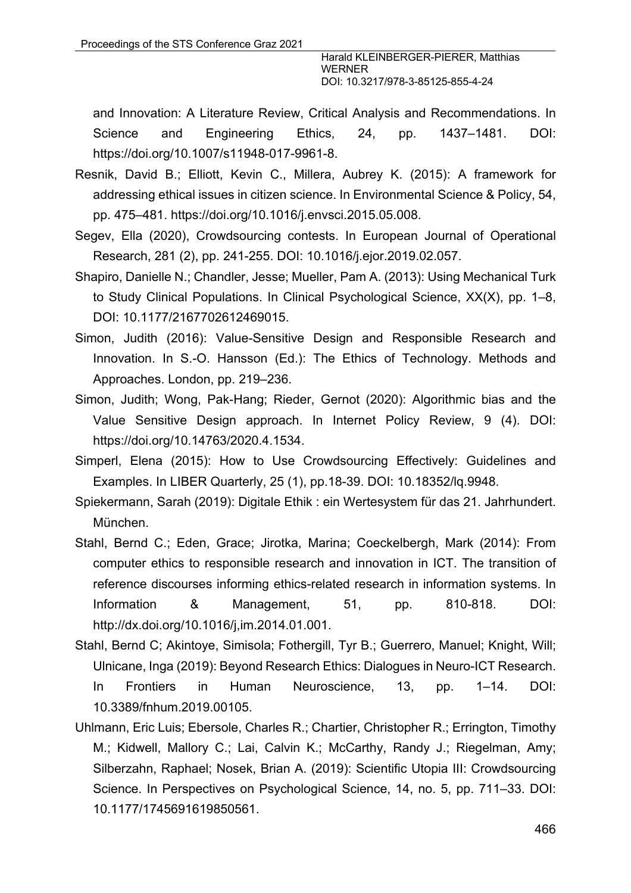and Innovation: A Literature Review, Critical Analysis and Recommendations. In Science and Engineering Ethics, 24, pp. 1437–1481. DOI: https://doi.org/10.1007/s11948-017-9961-8.

Resnik, David B.; Elliott, Kevin C., Millera, Aubrey K. (2015): A framework for addressing ethical issues in citizen science. In Environmental Science & Policy, 54, pp. 475–481. https://doi.org/10.1016/j.envsci.2015.05.008.

Segev, Ella (2020), Crowdsourcing contests. In European Journal of Operational Research, 281 (2), pp. 241-255. DOI: 10.1016/j.ejor.2019.02.057.

Shapiro, Danielle N.; Chandler, Jesse; Mueller, Pam A. (2013): Using Mechanical Turk to Study Clinical Populations. In Clinical Psychological Science, XX(X), pp. 1–8, DOI: 10.1177/2167702612469015.

Simon, Judith (2016): Value-Sensitive Design and Responsible Research and Innovation. In S.-O. Hansson (Ed.): The Ethics of Technology. Methods and Approaches. London, pp. 219–236.

Simon, Judith; Wong, Pak-Hang; Rieder, Gernot (2020): Algorithmic bias and the Value Sensitive Design approach. In Internet Policy Review, 9 (4). DOI: https://doi.org/10.14763/2020.4.1534.

Simperl, Elena (2015): How to Use Crowdsourcing Effectively: Guidelines and Examples. In LIBER Quarterly, 25 (1), pp.18-39. DOI: 10.18352/lq.9948.

Spiekermann, Sarah (2019): Digitale Ethik : ein Wertesystem für das 21. Jahrhundert. München.

Stahl, Bernd C.; Eden, Grace; Jirotka, Marina; Coeckelbergh, Mark (2014): From computer ethics to responsible research and innovation in ICT. The transition of reference discourses informing ethics-related research in information systems. In Information & Management, 51, pp. 810-818. DOI: http://dx.doi.org/10.1016/j,im.2014.01.001.

Stahl, Bernd C; Akintoye, Simisola; Fothergill, Tyr B.; Guerrero, Manuel; Knight, Will; Ulnicane, Inga (2019): Beyond Research Ethics: Dialogues in Neuro-ICT Research. In Frontiers in Human Neuroscience, 13, pp. 1–14. DOI: 10.3389/fnhum.2019.00105.

Uhlmann, Eric Luis; Ebersole, Charles R.; Chartier, Christopher R.; Errington, Timothy M.; Kidwell, Mallory C.; Lai, Calvin K.; McCarthy, Randy J.; Riegelman, Amy; Silberzahn, Raphael; Nosek, Brian A. (2019): Scientific Utopia III: Crowdsourcing Science. In Perspectives on Psychological Science, 14, no. 5, pp. 711–33. DOI: 10.1177/1745691619850561.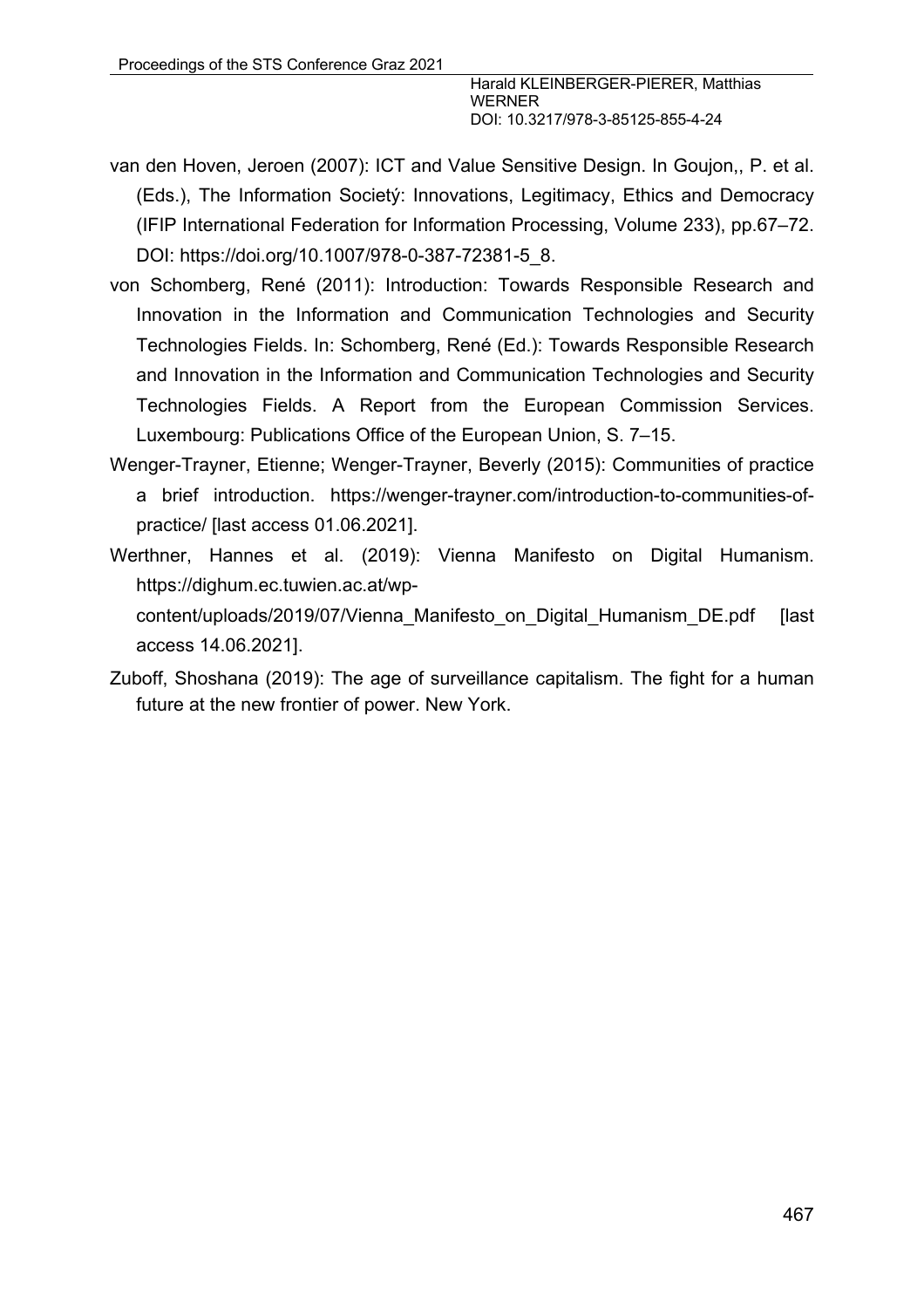van den Hoven, Jeroen (2007): ICT and Value Sensitive Design. In Goujon,, P. et al. (Eds.), The Information Societý: Innovations, Legitimacy, Ethics and Democracy (IFIP International Federation for Information Processing, Volume 233), pp.67–72. DOI: https://doi.org/10.1007/978-0-387-72381-5_8.

von Schomberg, René (2011): Introduction: Towards Responsible Research and Innovation in the Information and Communication Technologies and Security Technologies Fields. In: Schomberg, René (Ed.): Towards Responsible Research and Innovation in the Information and Communication Technologies and Security Technologies Fields. A Report from the European Commission Services. Luxembourg: Publications Office of the European Union, S. 7–15.

Wenger-Trayner, Etienne; Wenger-Trayner, Beverly (2015): Communities of practice a brief introduction. https://wenger-trayner.com/introduction-to-communities-of-practice/ [last access 01.06.2021].

Werthner, Hannes et al. (2019): Vienna Manifesto on Digital Humanism. https://dighum.ec.tuwien.ac.at/wp-content/uploads/2019/07/Vienna_Manifesto_on_Digital_Humanism_DE.pdf [last access 14.06.2021].

Zuboff, Shoshana (2019): The age of surveillance capitalism. The fight for a human future at the new frontier of power. New York.